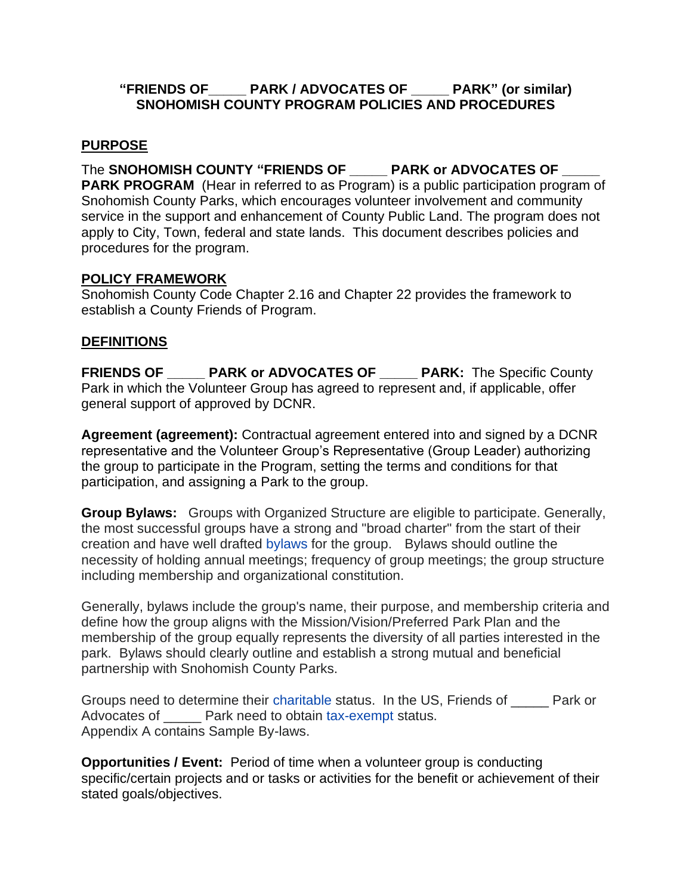**"FRIENDS OF_____ PARK / ADVOCATES OF _____ PARK" (or similar)**
**SNOHOMISH COUNTY PROGRAM POLICIES AND PROCEDURES**

## PURPOSE

The **SNOHOMISH COUNTY "FRIENDS OF _____ PARK or ADVOCATES OF _____ PARK PROGRAM** (Hear in referred to as Program) is a public participation program of Snohomish County Parks, which encourages volunteer involvement and community service in the support and enhancement of County Public Land. The program does not apply to City, Town, federal and state lands. This document describes policies and procedures for the program.

## POLICY FRAMEWORK

Snohomish County Code Chapter 2.16 and Chapter 22 provides the framework to establish a County Friends of Program.

## DEFINITIONS

**FRIENDS OF _____ PARK or ADVOCATES OF _____ PARK:** The Specific County Park in which the Volunteer Group has agreed to represent and, if applicable, offer general support of approved by DCNR.

**Agreement (agreement):** Contractual agreement entered into and signed by a DCNR representative and the Volunteer Group's Representative (Group Leader) authorizing the group to participate in the Program, setting the terms and conditions for that participation, and assigning a Park to the group.

**Group Bylaws:** Groups with Organized Structure are eligible to participate. Generally, the most successful groups have a strong and "broad charter" from the start of their creation and have well drafted bylaws for the group. Bylaws should outline the necessity of holding annual meetings; frequency of group meetings; the group structure including membership and organizational constitution.

Generally, bylaws include the group's name, their purpose, and membership criteria and define how the group aligns with the Mission/Vision/Preferred Park Plan and the membership of the group equally represents the diversity of all parties interested in the park. Bylaws should clearly outline and establish a strong mutual and beneficial partnership with Snohomish County Parks.

Groups need to determine their charitable status. In the US, Friends of _____ Park or Advocates of _____ Park need to obtain tax-exempt status.
Appendix A contains Sample By-laws.

**Opportunities / Event:** Period of time when a volunteer group is conducting specific/certain projects and or tasks or activities for the benefit or achievement of their stated goals/objectives.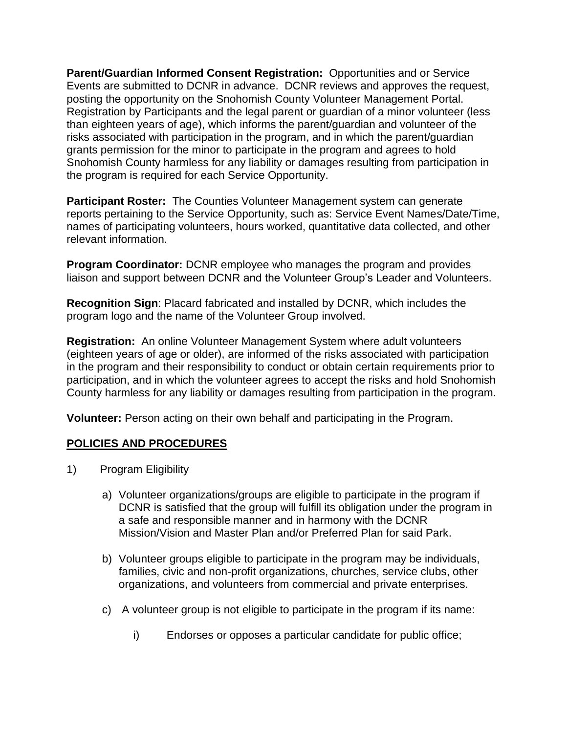**Parent/Guardian Informed Consent Registration:** Opportunities and or Service Events are submitted to DCNR in advance. DCNR reviews and approves the request, posting the opportunity on the Snohomish County Volunteer Management Portal. Registration by Participants and the legal parent or guardian of a minor volunteer (less than eighteen years of age), which informs the parent/guardian and volunteer of the risks associated with participation in the program, and in which the parent/guardian grants permission for the minor to participate in the program and agrees to hold Snohomish County harmless for any liability or damages resulting from participation in the program is required for each Service Opportunity.

**Participant Roster:** The Counties Volunteer Management system can generate reports pertaining to the Service Opportunity, such as: Service Event Names/Date/Time, names of participating volunteers, hours worked, quantitative data collected, and other relevant information.

**Program Coordinator:** DCNR employee who manages the program and provides liaison and support between DCNR and the Volunteer Group's Leader and Volunteers.

**Recognition Sign**: Placard fabricated and installed by DCNR, which includes the program logo and the name of the Volunteer Group involved.

**Registration:** An online Volunteer Management System where adult volunteers (eighteen years of age or older), are informed of the risks associated with participation in the program and their responsibility to conduct or obtain certain requirements prior to participation, and in which the volunteer agrees to accept the risks and hold Snohomish County harmless for any liability or damages resulting from participation in the program.

**Volunteer:** Person acting on their own behalf and participating in the Program.

## POLICIES AND PROCEDURES

1) Program Eligibility

   a) Volunteer organizations/groups are eligible to participate in the program if DCNR is satisfied that the group will fulfill its obligation under the program in a safe and responsible manner and in harmony with the DCNR Mission/Vision and Master Plan and/or Preferred Plan for said Park.

   b) Volunteer groups eligible to participate in the program may be individuals, families, civic and non-profit organizations, churches, service clubs, other organizations, and volunteers from commercial and private enterprises.

   c) A volunteer group is not eligible to participate in the program if its name:

      i) Endorses or opposes a particular candidate for public office;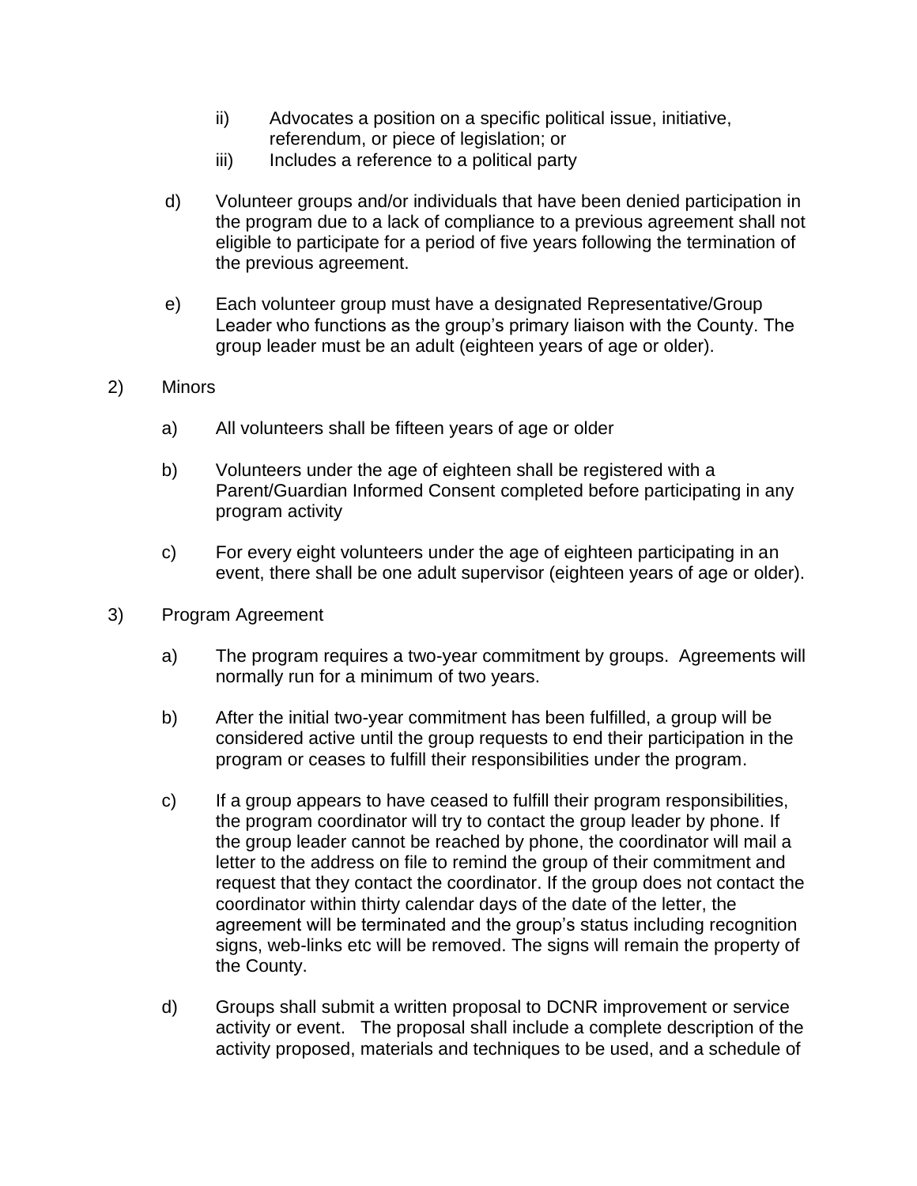ii) Advocates a position on a specific political issue, initiative, referendum, or piece of legislation; or

iii) Includes a reference to a political party

d) Volunteer groups and/or individuals that have been denied participation in the program due to a lack of compliance to a previous agreement shall not eligible to participate for a period of five years following the termination of the previous agreement.

e) Each volunteer group must have a designated Representative/Group Leader who functions as the group's primary liaison with the County. The group leader must be an adult (eighteen years of age or older).

2) Minors

a) All volunteers shall be fifteen years of age or older

b) Volunteers under the age of eighteen shall be registered with a Parent/Guardian Informed Consent completed before participating in any program activity

c) For every eight volunteers under the age of eighteen participating in an event, there shall be one adult supervisor (eighteen years of age or older).

3) Program Agreement

a) The program requires a two-year commitment by groups. Agreements will normally run for a minimum of two years.

b) After the initial two-year commitment has been fulfilled, a group will be considered active until the group requests to end their participation in the program or ceases to fulfill their responsibilities under the program.

c) If a group appears to have ceased to fulfill their program responsibilities, the program coordinator will try to contact the group leader by phone. If the group leader cannot be reached by phone, the coordinator will mail a letter to the address on file to remind the group of their commitment and request that they contact the coordinator. If the group does not contact the coordinator within thirty calendar days of the date of the letter, the agreement will be terminated and the group's status including recognition signs, web-links etc will be removed. The signs will remain the property of the County.

d) Groups shall submit a written proposal to DCNR improvement or service activity or event. The proposal shall include a complete description of the activity proposed, materials and techniques to be used, and a schedule of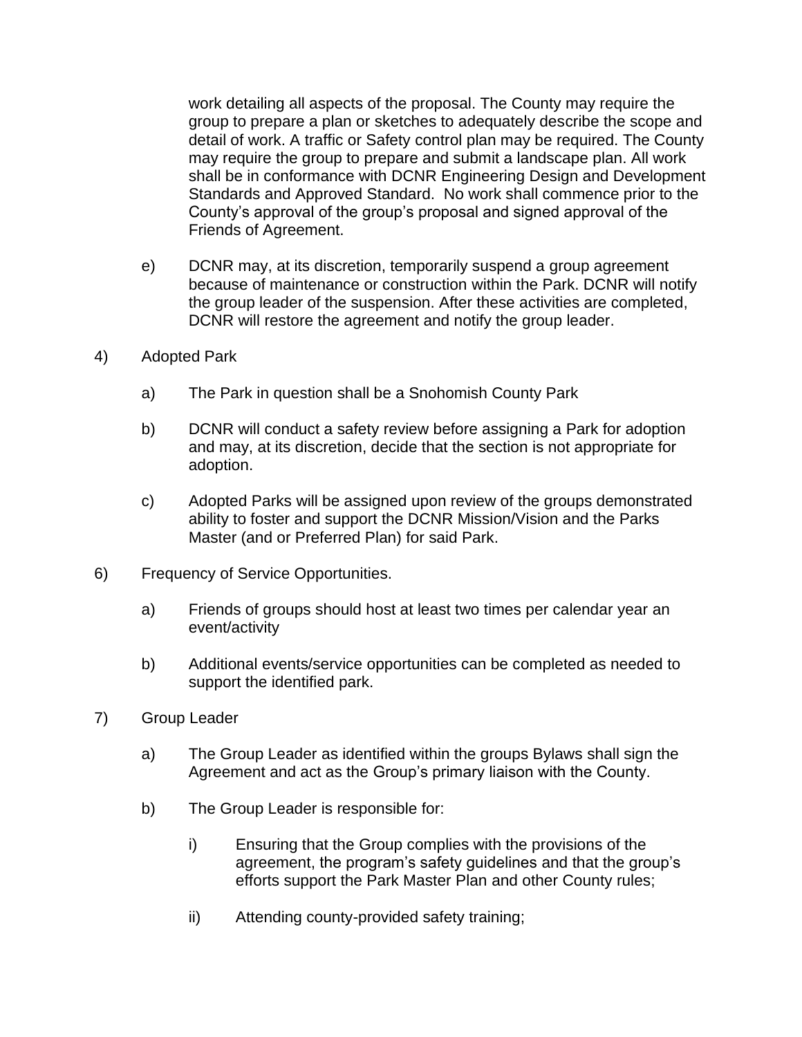work detailing all aspects of the proposal. The County may require the group to prepare a plan or sketches to adequately describe the scope and detail of work. A traffic or Safety control plan may be required. The County may require the group to prepare and submit a landscape plan. All work shall be in conformance with DCNR Engineering Design and Development Standards and Approved Standard. No work shall commence prior to the County's approval of the group's proposal and signed approval of the Friends of Agreement.

e) DCNR may, at its discretion, temporarily suspend a group agreement because of maintenance or construction within the Park. DCNR will notify the group leader of the suspension. After these activities are completed, DCNR will restore the agreement and notify the group leader.

4) Adopted Park

a) The Park in question shall be a Snohomish County Park

b) DCNR will conduct a safety review before assigning a Park for adoption and may, at its discretion, decide that the section is not appropriate for adoption.

c) Adopted Parks will be assigned upon review of the groups demonstrated ability to foster and support the DCNR Mission/Vision and the Parks Master (and or Preferred Plan) for said Park.

6) Frequency of Service Opportunities.

a) Friends of groups should host at least two times per calendar year an event/activity

b) Additional events/service opportunities can be completed as needed to support the identified park.

7) Group Leader

a) The Group Leader as identified within the groups Bylaws shall sign the Agreement and act as the Group's primary liaison with the County.

b) The Group Leader is responsible for:

i) Ensuring that the Group complies with the provisions of the agreement, the program's safety guidelines and that the group's efforts support the Park Master Plan and other County rules;

ii) Attending county-provided safety training;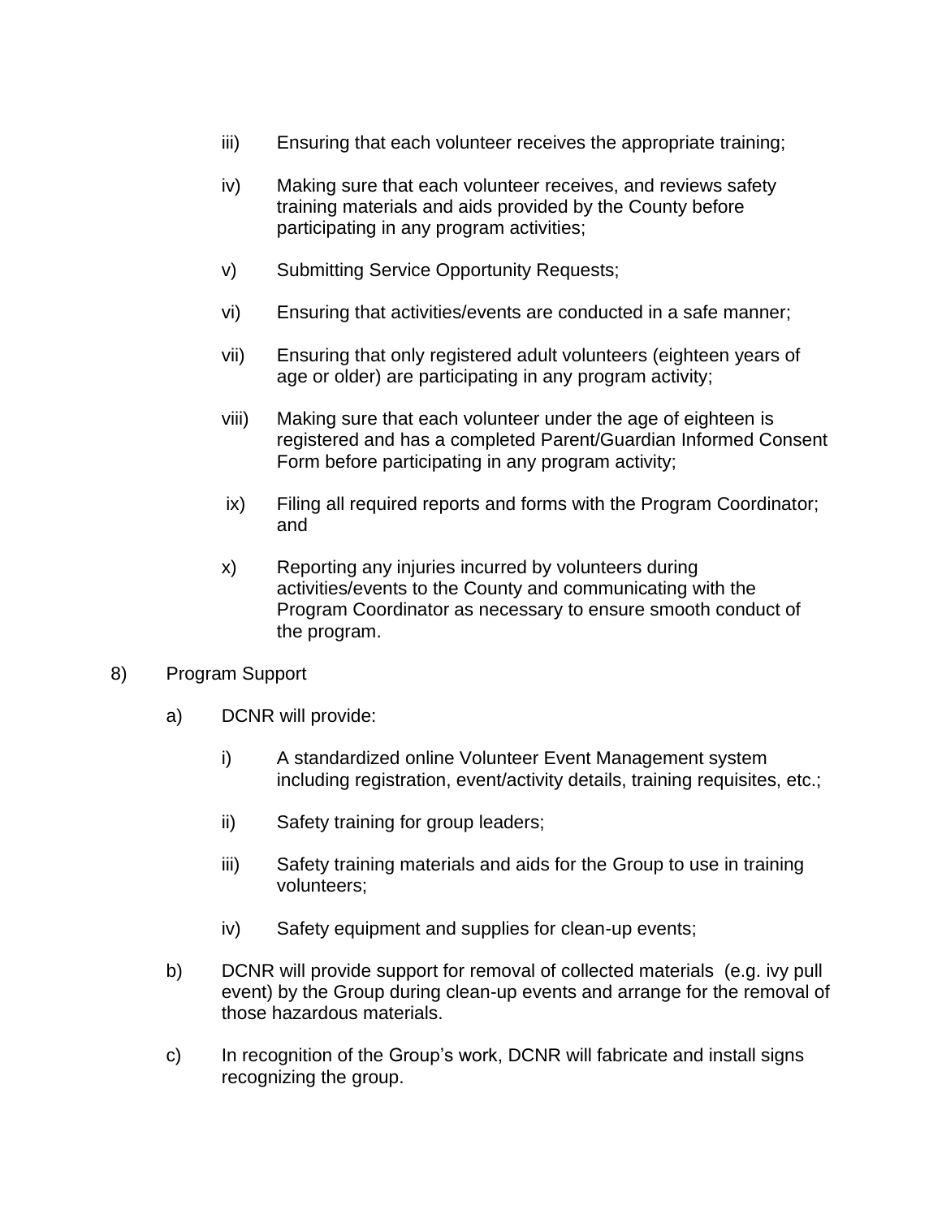iii) Ensuring that each volunteer receives the appropriate training;

iv) Making sure that each volunteer receives, and reviews safety training materials and aids provided by the County before participating in any program activities;

v) Submitting Service Opportunity Requests;

vi) Ensuring that activities/events are conducted in a safe manner;

vii) Ensuring that only registered adult volunteers (eighteen years of age or older) are participating in any program activity;

viii) Making sure that each volunteer under the age of eighteen is registered and has a completed Parent/Guardian Informed Consent Form before participating in any program activity;

ix) Filing all required reports and forms with the Program Coordinator; and

x) Reporting any injuries incurred by volunteers during activities/events to the County and communicating with the Program Coordinator as necessary to ensure smooth conduct of the program.

8) Program Support

a) DCNR will provide:

i) A standardized online Volunteer Event Management system including registration, event/activity details, training requisites, etc.;

ii) Safety training for group leaders;

iii) Safety training materials and aids for the Group to use in training volunteers;

iv) Safety equipment and supplies for clean-up events;

b) DCNR will provide support for removal of collected materials (e.g. ivy pull event) by the Group during clean-up events and arrange for the removal of those hazardous materials.

c) In recognition of the Group's work, DCNR will fabricate and install signs recognizing the group.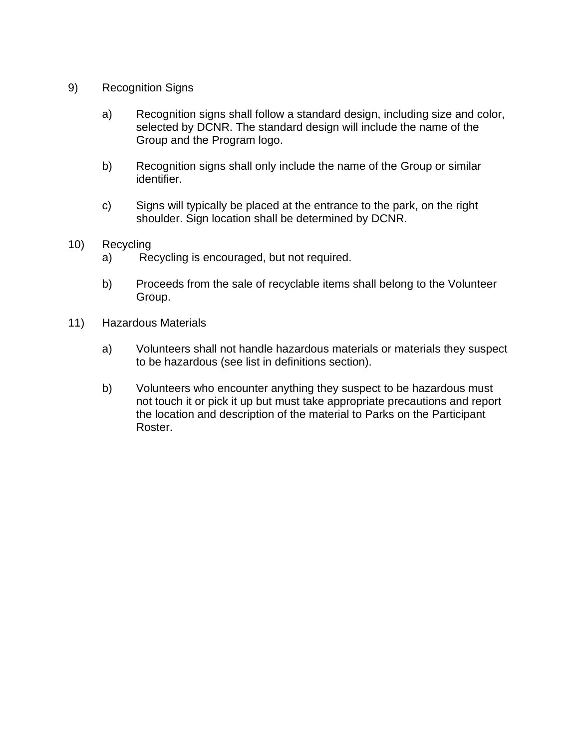9) Recognition Signs

   a) Recognition signs shall follow a standard design, including size and color, selected by DCNR. The standard design will include the name of the Group and the Program logo.

   b) Recognition signs shall only include the name of the Group or similar identifier.

   c) Signs will typically be placed at the entrance to the park, on the right shoulder. Sign location shall be determined by DCNR.

10) Recycling

   a) Recycling is encouraged, but not required.

   b) Proceeds from the sale of recyclable items shall belong to the Volunteer Group.

11) Hazardous Materials

   a) Volunteers shall not handle hazardous materials or materials they suspect to be hazardous (see list in definitions section).

   b) Volunteers who encounter anything they suspect to be hazardous must not touch it or pick it up but must take appropriate precautions and report the location and description of the material to Parks on the Participant Roster.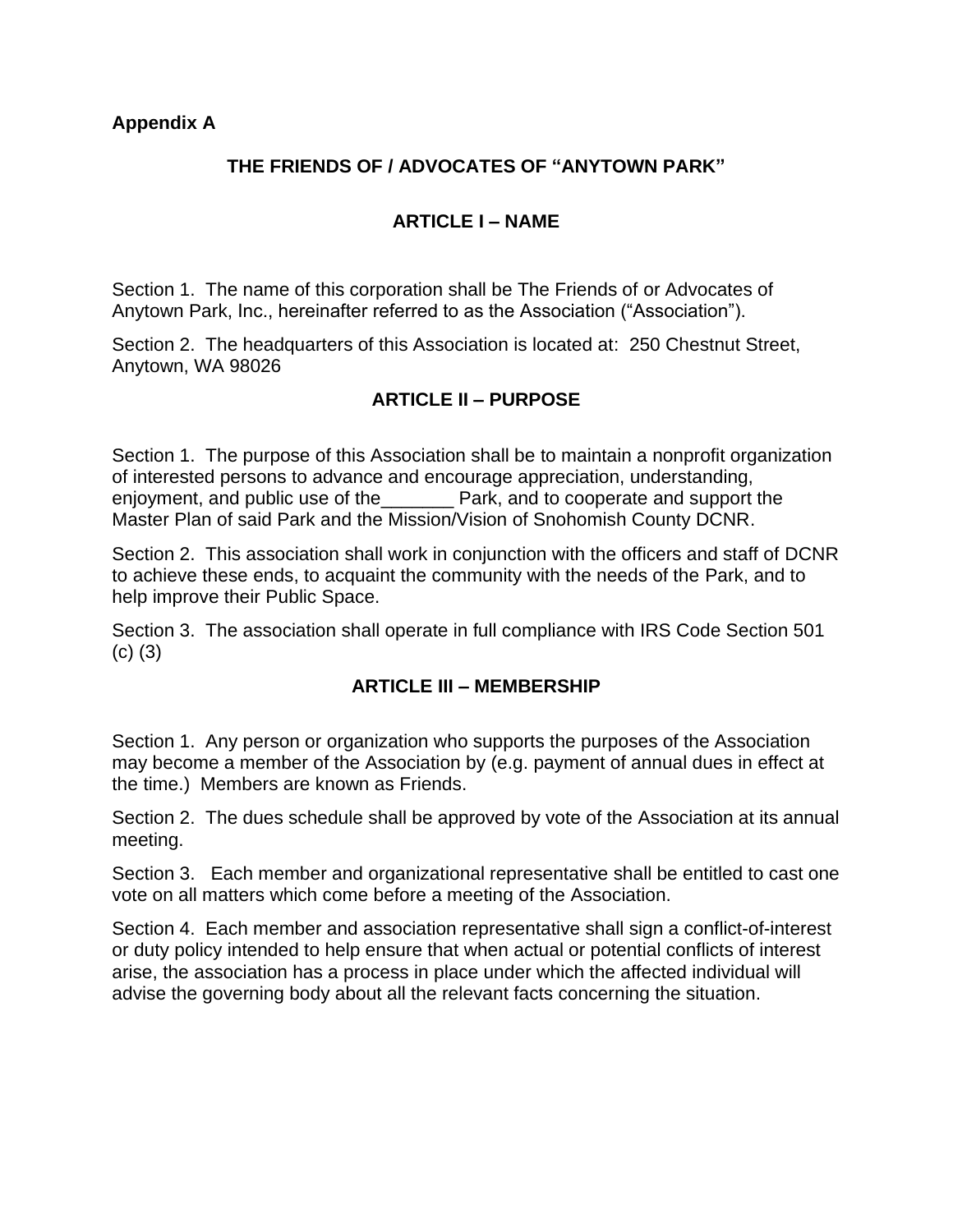**Appendix A**

## THE FRIENDS OF / ADVOCATES OF "ANYTOWN PARK"

### ARTICLE I – NAME

Section 1. The name of this corporation shall be The Friends of or Advocates of Anytown Park, Inc., hereinafter referred to as the Association ("Association").

Section 2. The headquarters of this Association is located at: 250 Chestnut Street, Anytown, WA 98026

### ARTICLE II – PURPOSE

Section 1. The purpose of this Association shall be to maintain a nonprofit organization of interested persons to advance and encourage appreciation, understanding, enjoyment, and public use of the_______ Park, and to cooperate and support the Master Plan of said Park and the Mission/Vision of Snohomish County DCNR.

Section 2. This association shall work in conjunction with the officers and staff of DCNR to achieve these ends, to acquaint the community with the needs of the Park, and to help improve their Public Space.

Section 3. The association shall operate in full compliance with IRS Code Section 501 (c) (3)

### ARTICLE III – MEMBERSHIP

Section 1. Any person or organization who supports the purposes of the Association may become a member of the Association by (e.g. payment of annual dues in effect at the time.) Members are known as Friends.

Section 2. The dues schedule shall be approved by vote of the Association at its annual meeting.

Section 3. Each member and organizational representative shall be entitled to cast one vote on all matters which come before a meeting of the Association.

Section 4. Each member and association representative shall sign a conflict-of-interest or duty policy intended to help ensure that when actual or potential conflicts of interest arise, the association has a process in place under which the affected individual will advise the governing body about all the relevant facts concerning the situation.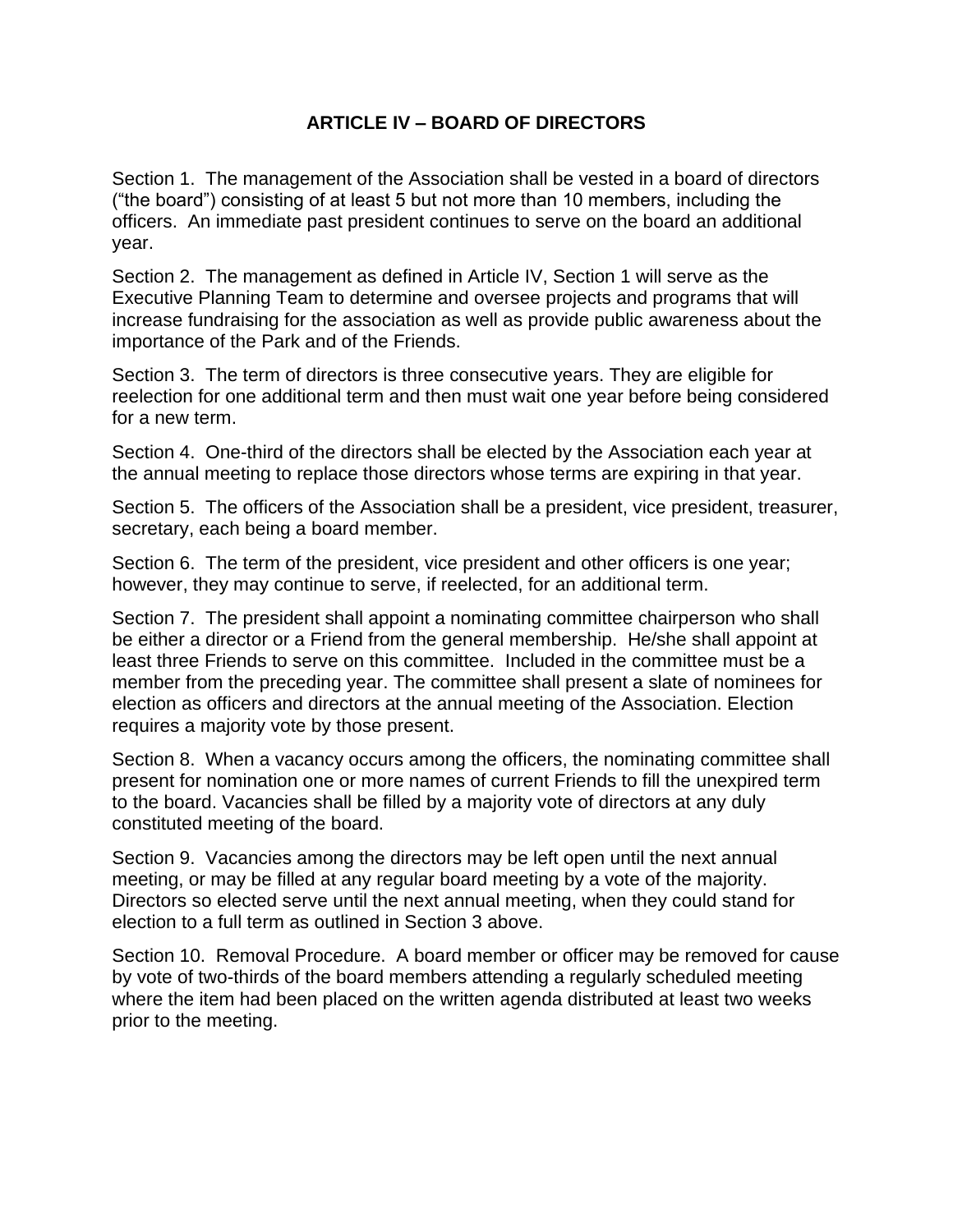# ARTICLE IV – BOARD OF DIRECTORS

Section 1. The management of the Association shall be vested in a board of directors ("the board") consisting of at least 5 but not more than 10 members, including the officers. An immediate past president continues to serve on the board an additional year.

Section 2. The management as defined in Article IV, Section 1 will serve as the Executive Planning Team to determine and oversee projects and programs that will increase fundraising for the association as well as provide public awareness about the importance of the Park and of the Friends.

Section 3. The term of directors is three consecutive years. They are eligible for reelection for one additional term and then must wait one year before being considered for a new term.

Section 4. One-third of the directors shall be elected by the Association each year at the annual meeting to replace those directors whose terms are expiring in that year.

Section 5. The officers of the Association shall be a president, vice president, treasurer, secretary, each being a board member.

Section 6. The term of the president, vice president and other officers is one year; however, they may continue to serve, if reelected, for an additional term.

Section 7. The president shall appoint a nominating committee chairperson who shall be either a director or a Friend from the general membership. He/she shall appoint at least three Friends to serve on this committee. Included in the committee must be a member from the preceding year. The committee shall present a slate of nominees for election as officers and directors at the annual meeting of the Association. Election requires a majority vote by those present.

Section 8. When a vacancy occurs among the officers, the nominating committee shall present for nomination one or more names of current Friends to fill the unexpired term to the board. Vacancies shall be filled by a majority vote of directors at any duly constituted meeting of the board.

Section 9. Vacancies among the directors may be left open until the next annual meeting, or may be filled at any regular board meeting by a vote of the majority. Directors so elected serve until the next annual meeting, when they could stand for election to a full term as outlined in Section 3 above.

Section 10. Removal Procedure. A board member or officer may be removed for cause by vote of two-thirds of the board members attending a regularly scheduled meeting where the item had been placed on the written agenda distributed at least two weeks prior to the meeting.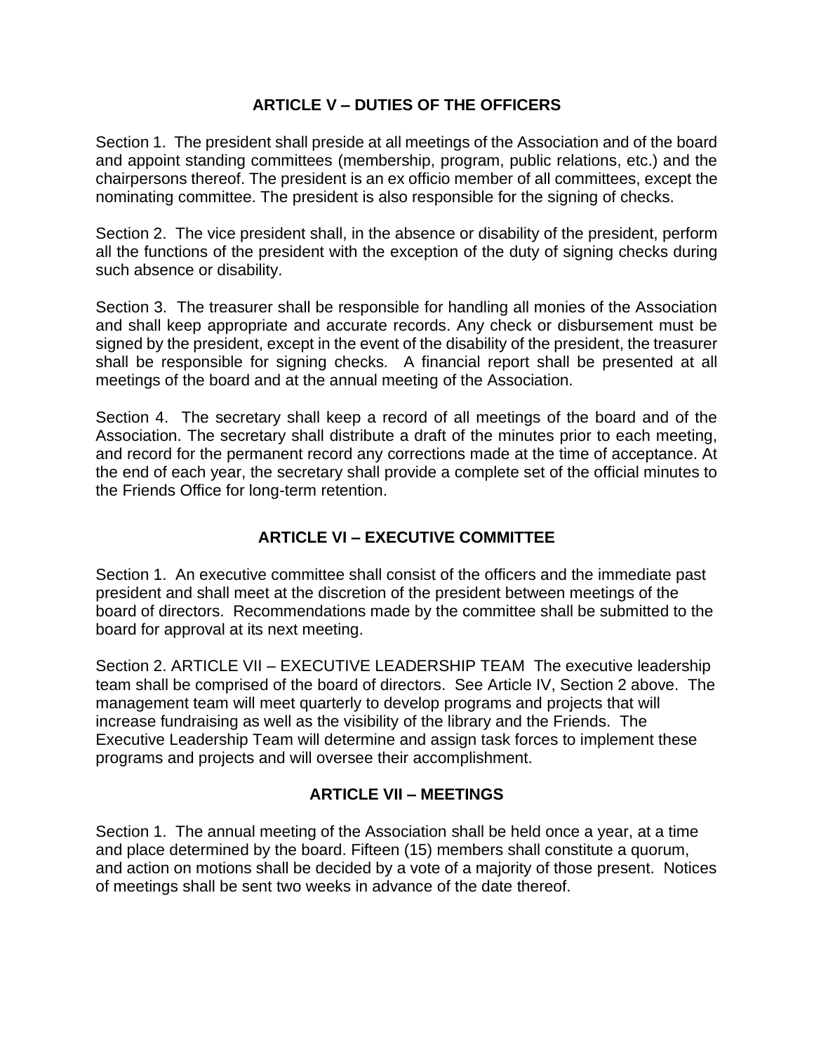## ARTICLE V – DUTIES OF THE OFFICERS

Section 1. The president shall preside at all meetings of the Association and of the board and appoint standing committees (membership, program, public relations, etc.) and the chairpersons thereof. The president is an ex officio member of all committees, except the nominating committee. The president is also responsible for the signing of checks.

Section 2. The vice president shall, in the absence or disability of the president, perform all the functions of the president with the exception of the duty of signing checks during such absence or disability.

Section 3. The treasurer shall be responsible for handling all monies of the Association and shall keep appropriate and accurate records. Any check or disbursement must be signed by the president, except in the event of the disability of the president, the treasurer shall be responsible for signing checks. A financial report shall be presented at all meetings of the board and at the annual meeting of the Association.

Section 4. The secretary shall keep a record of all meetings of the board and of the Association. The secretary shall distribute a draft of the minutes prior to each meeting, and record for the permanent record any corrections made at the time of acceptance. At the end of each year, the secretary shall provide a complete set of the official minutes to the Friends Office for long-term retention.

## ARTICLE VI – EXECUTIVE COMMITTEE

Section 1. An executive committee shall consist of the officers and the immediate past president and shall meet at the discretion of the president between meetings of the board of directors. Recommendations made by the committee shall be submitted to the board for approval at its next meeting.

Section 2. ARTICLE VII – EXECUTIVE LEADERSHIP TEAM The executive leadership team shall be comprised of the board of directors. See Article IV, Section 2 above. The management team will meet quarterly to develop programs and projects that will increase fundraising as well as the visibility of the library and the Friends. The Executive Leadership Team will determine and assign task forces to implement these programs and projects and will oversee their accomplishment.

## ARTICLE VII – MEETINGS

Section 1. The annual meeting of the Association shall be held once a year, at a time and place determined by the board. Fifteen (15) members shall constitute a quorum, and action on motions shall be decided by a vote of a majority of those present. Notices of meetings shall be sent two weeks in advance of the date thereof.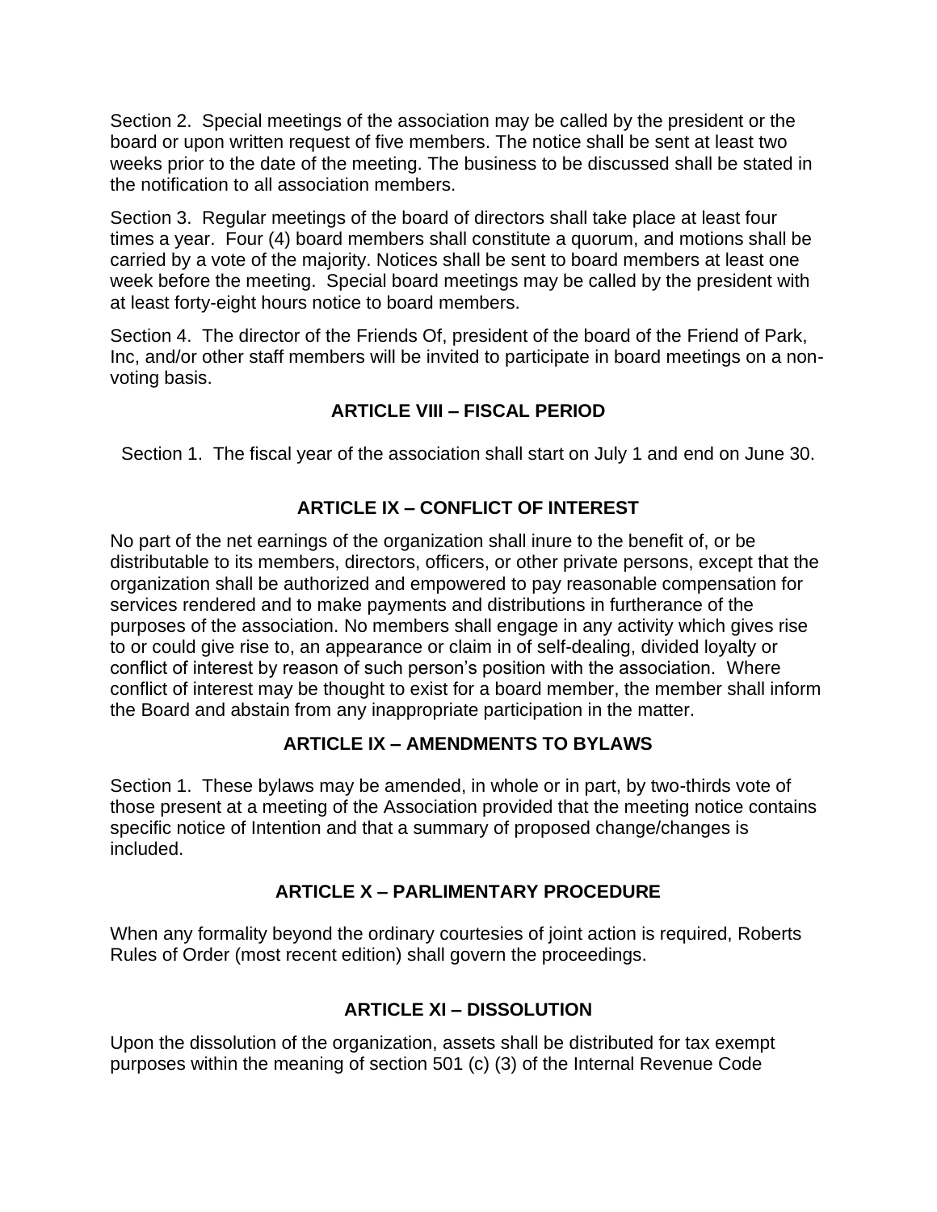Section 2. Special meetings of the association may be called by the president or the board or upon written request of five members. The notice shall be sent at least two weeks prior to the date of the meeting. The business to be discussed shall be stated in the notification to all association members.

Section 3. Regular meetings of the board of directors shall take place at least four times a year. Four (4) board members shall constitute a quorum, and motions shall be carried by a vote of the majority. Notices shall be sent to board members at least one week before the meeting. Special board meetings may be called by the president with at least forty-eight hours notice to board members.

Section 4. The director of the Friends Of, president of the board of the Friend of Park, Inc, and/or other staff members will be invited to participate in board meetings on a non-voting basis.

## ARTICLE VIII – FISCAL PERIOD

Section 1. The fiscal year of the association shall start on July 1 and end on June 30.

## ARTICLE IX – CONFLICT OF INTEREST

No part of the net earnings of the organization shall inure to the benefit of, or be distributable to its members, directors, officers, or other private persons, except that the organization shall be authorized and empowered to pay reasonable compensation for services rendered and to make payments and distributions in furtherance of the purposes of the association. No members shall engage in any activity which gives rise to or could give rise to, an appearance or claim in of self-dealing, divided loyalty or conflict of interest by reason of such person's position with the association. Where conflict of interest may be thought to exist for a board member, the member shall inform the Board and abstain from any inappropriate participation in the matter.

## ARTICLE IX – AMENDMENTS TO BYLAWS

Section 1. These bylaws may be amended, in whole or in part, by two-thirds vote of those present at a meeting of the Association provided that the meeting notice contains specific notice of Intention and that a summary of proposed change/changes is included.

## ARTICLE X – PARLIMENTARY PROCEDURE

When any formality beyond the ordinary courtesies of joint action is required, Roberts Rules of Order (most recent edition) shall govern the proceedings.

## ARTICLE XI – DISSOLUTION

Upon the dissolution of the organization, assets shall be distributed for tax exempt purposes within the meaning of section 501 (c) (3) of the Internal Revenue Code